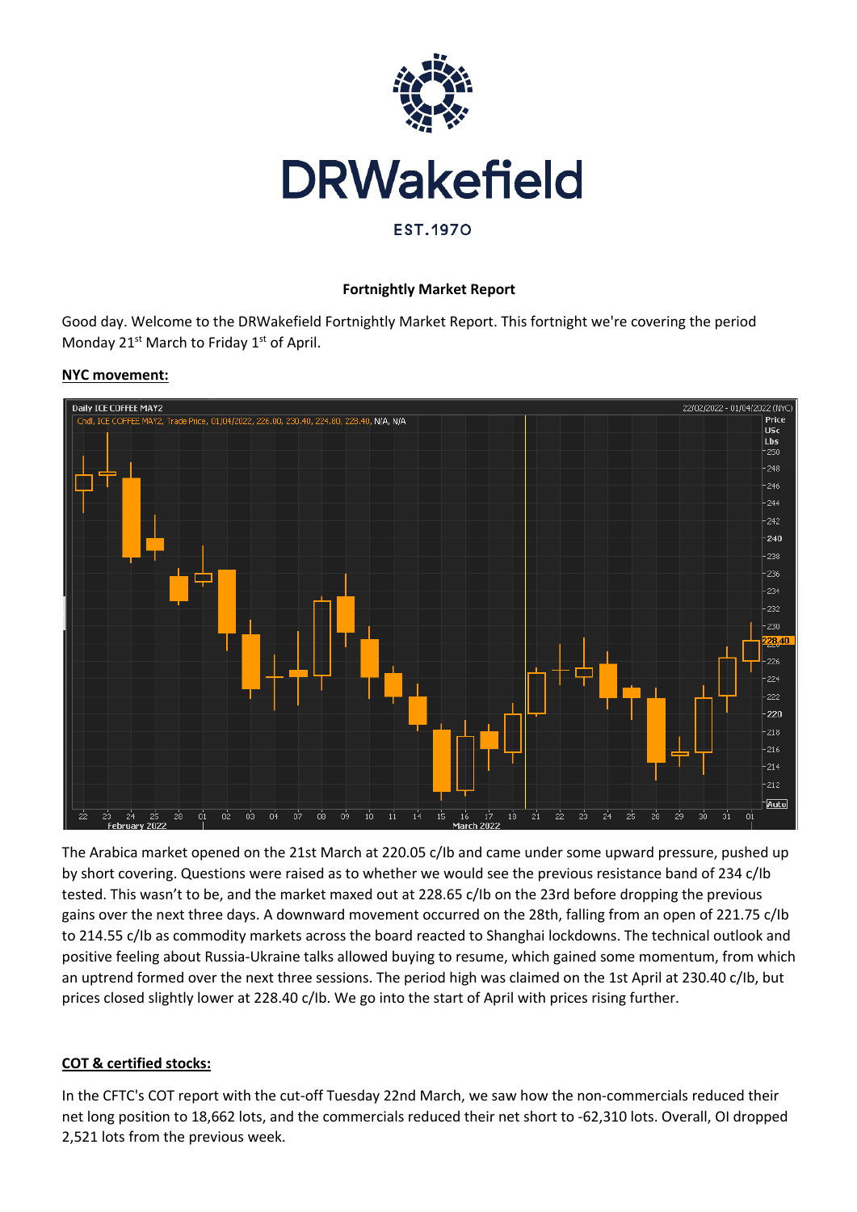DRWakefield

EST.1970

**Fortnightly Market Report**

Good day. Welcome to the DRWakefield Fortnightly Market Report. This fortnight we're covering the period Monday 21st March to Friday 1st of April.

**NYC movement:**

The Arabica market opened on the 21st March at 220.05 c/lb and came under some upward pressure, pushed up by short covering. Questions were raised as to whether we would see the previous resistance band of 234 c/lb tested. This wasn't to be, and the market maxed out at 228.65 c/lb on the 23rd before dropping the previous gains over the next three days. A downward movement occurred on the 28th, falling from an open of 221.75 c/lb to 214.55 c/lb as commodity markets across the board reacted to Shanghai lockdowns. The technical outlook and positive feeling about Russia-Ukraine talks allowed buying to resume, which gained some momentum, from which an uptrend formed over the next three sessions. The period high was claimed on the 1st April at 230.40 c/lb, but prices closed slightly lower at 228.40 c/lb. We go into the start of April with prices rising further.

**COT & certified stocks:**

In the CFTC's COT report with the cut-off Tuesday 22nd March, we saw how the non-commercials reduced their net long position to 18,662 lots, and the commercials reduced their net short to -62,310 lots. Overall, OI dropped 2,521 lots from the previous week.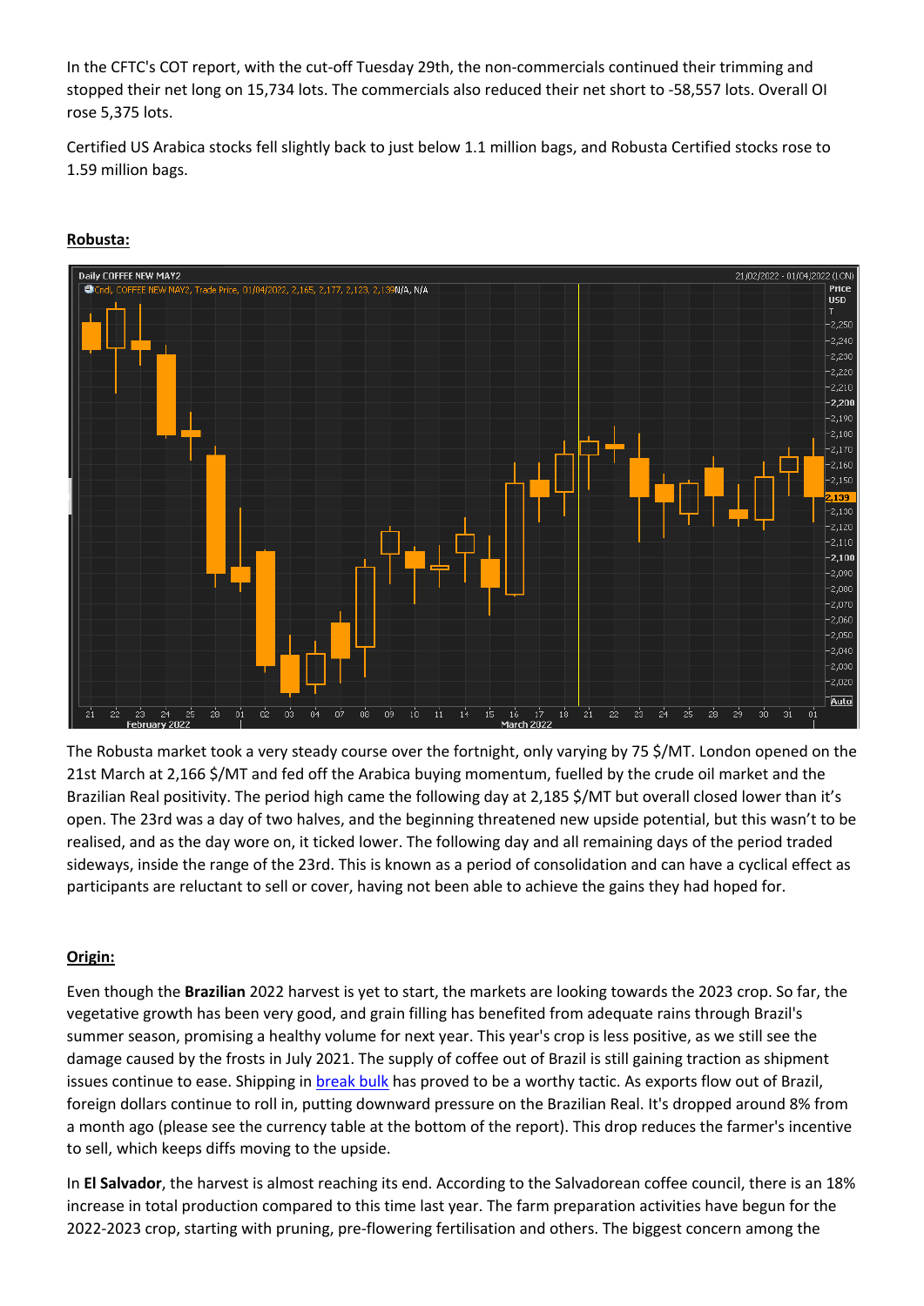In the CFTC's COT report, with the cut-off Tuesday 29th, the non-commercials continued their trimming and stopped their net long on 15,734 lots. The commercials also reduced their net short to -58,557 lots. Overall OI rose 5,375 lots.

Certified US Arabica stocks fell slightly back to just below 1.1 million bags, and Robusta Certified stocks rose to 1.59 million bags.

**Robusta:**

The Robusta market took a very steady course over the fortnight, only varying by 75 $/MT. London opened on the 21st March at 2,166 $/MT and fed off the Arabica buying momentum, fuelled by the crude oil market and the Brazilian Real positivity. The period high came the following day at 2,185 $/MT but overall closed lower than it's open. The 23rd was a day of two halves, and the beginning threatened new upside potential, but this wasn't to be realised, and as the day wore on, it ticked lower. The following day and all remaining days of the period traded sideways, inside the range of the 23rd. This is known as a period of consolidation and can have a cyclical effect as participants are reluctant to sell or cover, having not been able to achieve the gains they had hoped for.

**Origin:**

Even though the **Brazilian** 2022 harvest is yet to start, the markets are looking towards the 2023 crop. So far, the vegetative growth has been very good, and grain filling has benefited from adequate rains through Brazil's summer season, promising a healthy volume for next year. This year's crop is less positive, as we still see the damage caused by the frosts in July 2021. The supply of coffee out of Brazil is still gaining traction as shipment issues continue to ease. Shipping in break bulk has proved to be a worthy tactic. As exports flow out of Brazil, foreign dollars continue to roll in, putting downward pressure on the Brazilian Real. It's dropped around 8% from a month ago (please see the currency table at the bottom of the report). This drop reduces the farmer's incentive to sell, which keeps diffs moving to the upside.

In **El Salvador**, the harvest is almost reaching its end. According to the Salvadorean coffee council, there is an 18% increase in total production compared to this time last year. The farm preparation activities have begun for the 2022-2023 crop, starting with pruning, pre-flowering fertilisation and others. The biggest concern among the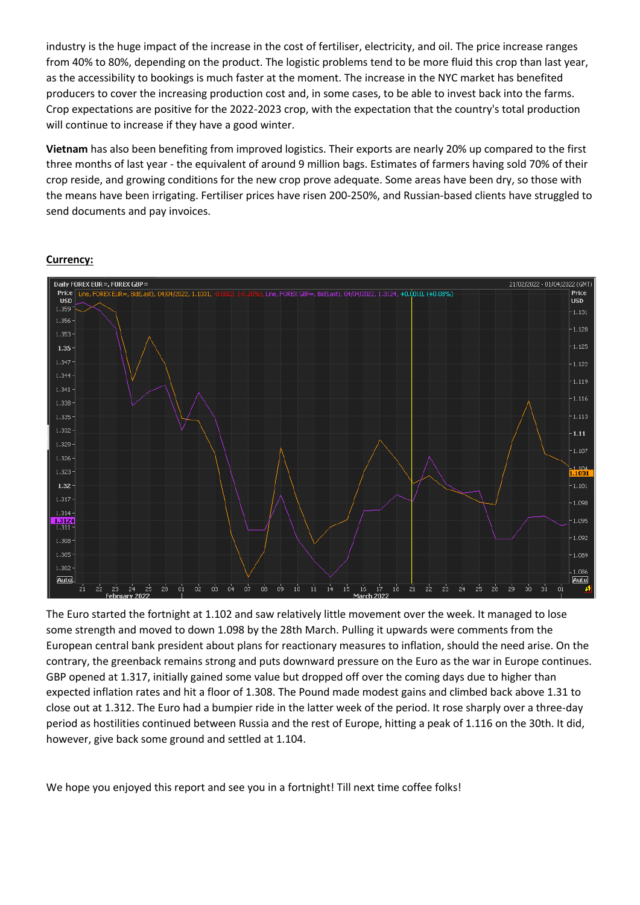industry is the huge impact of the increase in the cost of fertiliser, electricity, and oil. The price increase ranges from 40% to 80%, depending on the product. The logistic problems tend to be more fluid this crop than last year, as the accessibility to bookings is much faster at the moment. The increase in the NYC market has benefited producers to cover the increasing production cost and, in some cases, to be able to invest back into the farms. Crop expectations are positive for the 2022-2023 crop, with the expectation that the country's total production will continue to increase if they have a good winter.

**Vietnam** has also been benefiting from improved logistics. Their exports are nearly 20% up compared to the first three months of last year - the equivalent of around 9 million bags. Estimates of farmers having sold 70% of their crop reside, and growing conditions for the new crop prove adequate. Some areas have been dry, so those with the means have been irrigating. Fertiliser prices have risen 200-250%, and Russian-based clients have struggled to send documents and pay invoices.

**Currency:**

The Euro started the fortnight at 1.102 and saw relatively little movement over the week. It managed to lose some strength and moved to down 1.098 by the 28th March. Pulling it upwards were comments from the European central bank president about plans for reactionary measures to inflation, should the need arise. On the contrary, the greenback remains strong and puts downward pressure on the Euro as the war in Europe continues. GBP opened at 1.317, initially gained some value but dropped off over the coming days due to higher than expected inflation rates and hit a floor of 1.308. The Pound made modest gains and climbed back above 1.31 to close out at 1.312. The Euro had a bumpier ride in the latter week of the period. It rose sharply over a three-day period as hostilities continued between Russia and the rest of Europe, hitting a peak of 1.116 on the 30th. It did, however, give back some ground and settled at 1.104.

We hope you enjoyed this report and see you in a fortnight! Till next time coffee folks!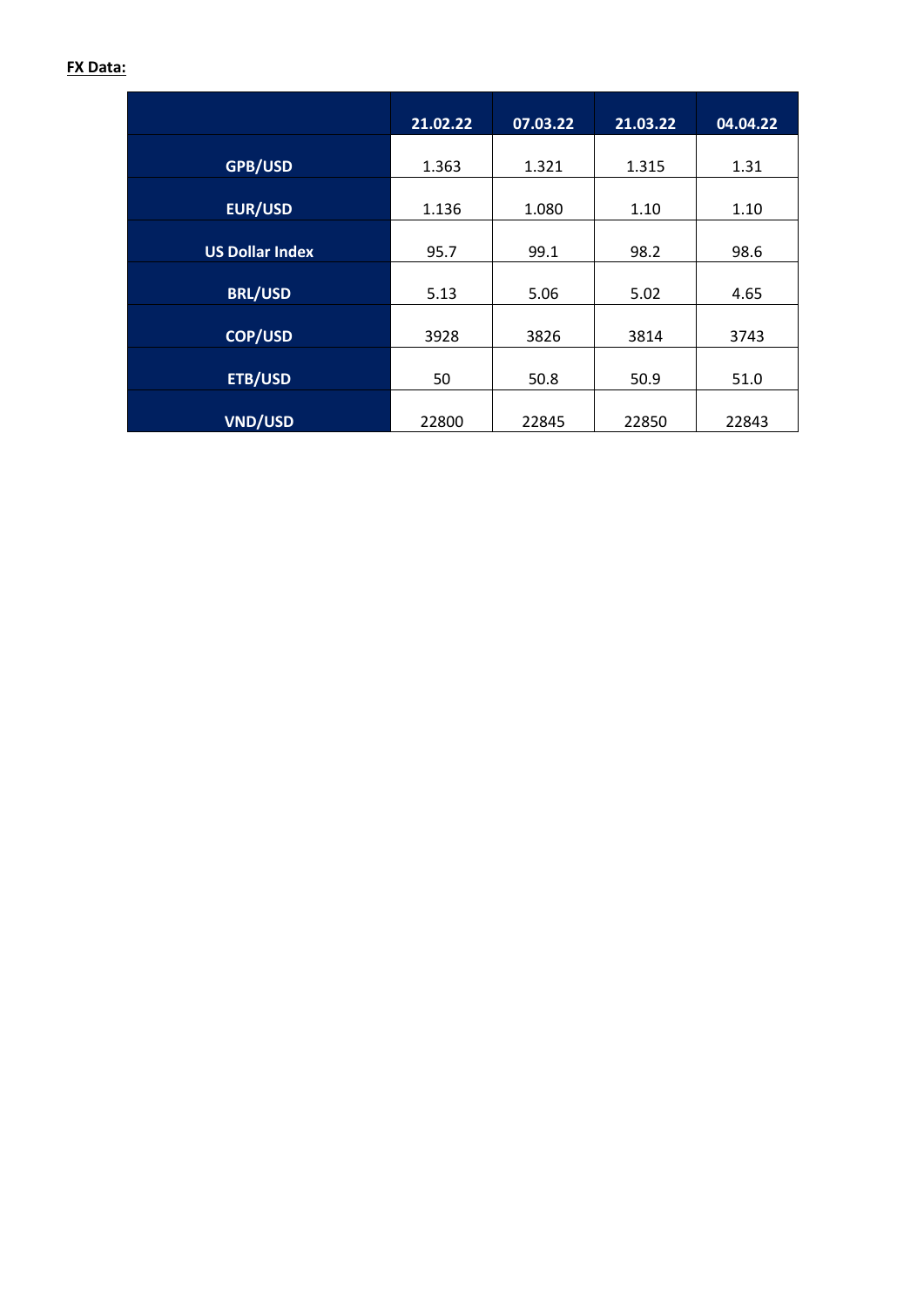**FX Data:**

| | 21.02.22 | 07.03.22 | 21.03.22 | 04.04.22 |
|---|---|---|---|---|
| GPB/USD | 1.363 | 1.321 | 1.315 | 1.31 |
| EUR/USD | 1.136 | 1.080 | 1.10 | 1.10 |
| US Dollar Index | 95.7 | 99.1 | 98.2 | 98.6 |
| BRL/USD | 5.13 | 5.06 | 5.02 | 4.65 |
| COP/USD | 3928 | 3826 | 3814 | 3743 |
| ETB/USD | 50 | 50.8 | 50.9 | 51.0 |
| VND/USD | 22800 | 22845 | 22850 | 22843 |